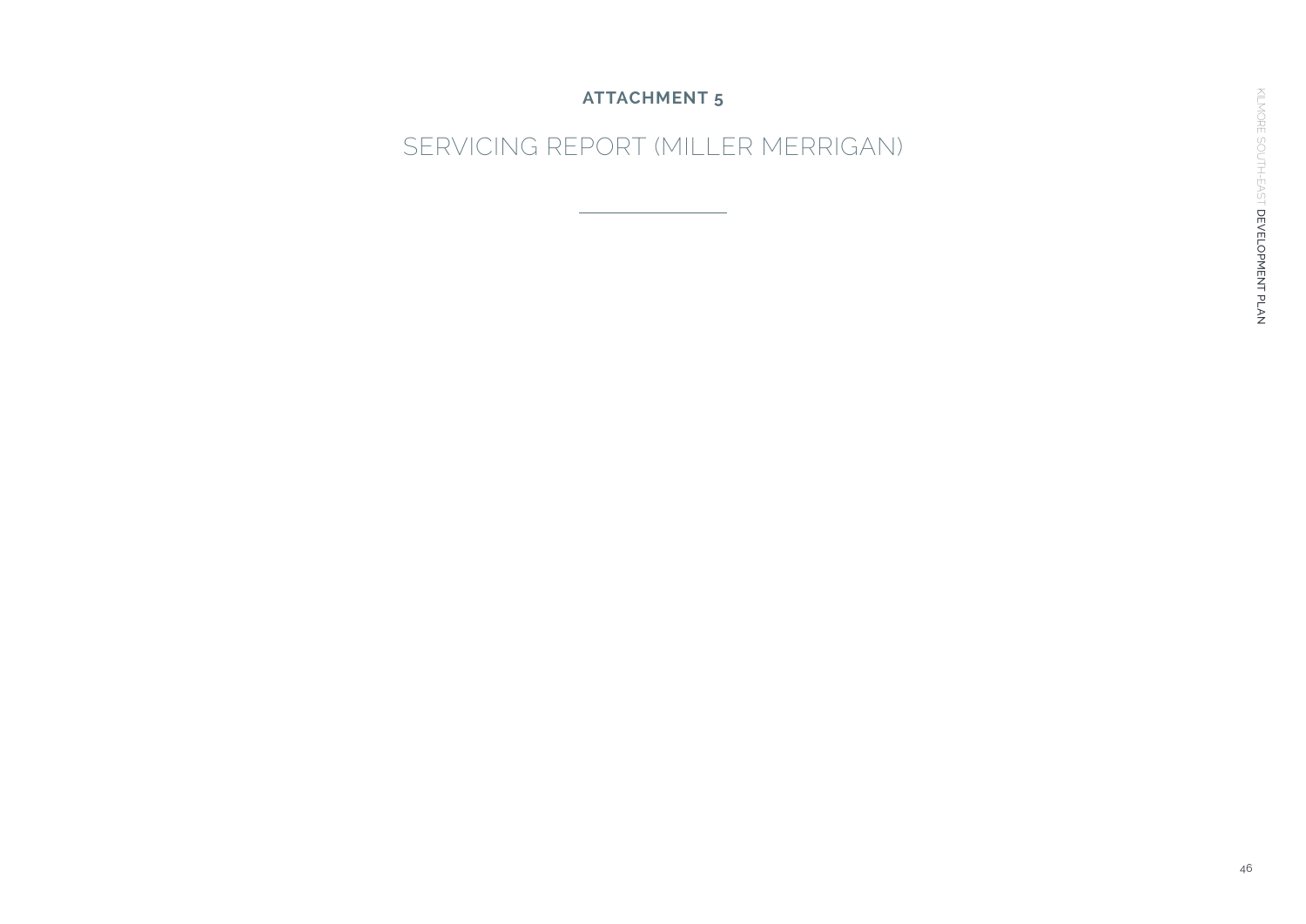# ATTACHMENT 5

## SERVICING REPORT (MILLER MERRIGAN)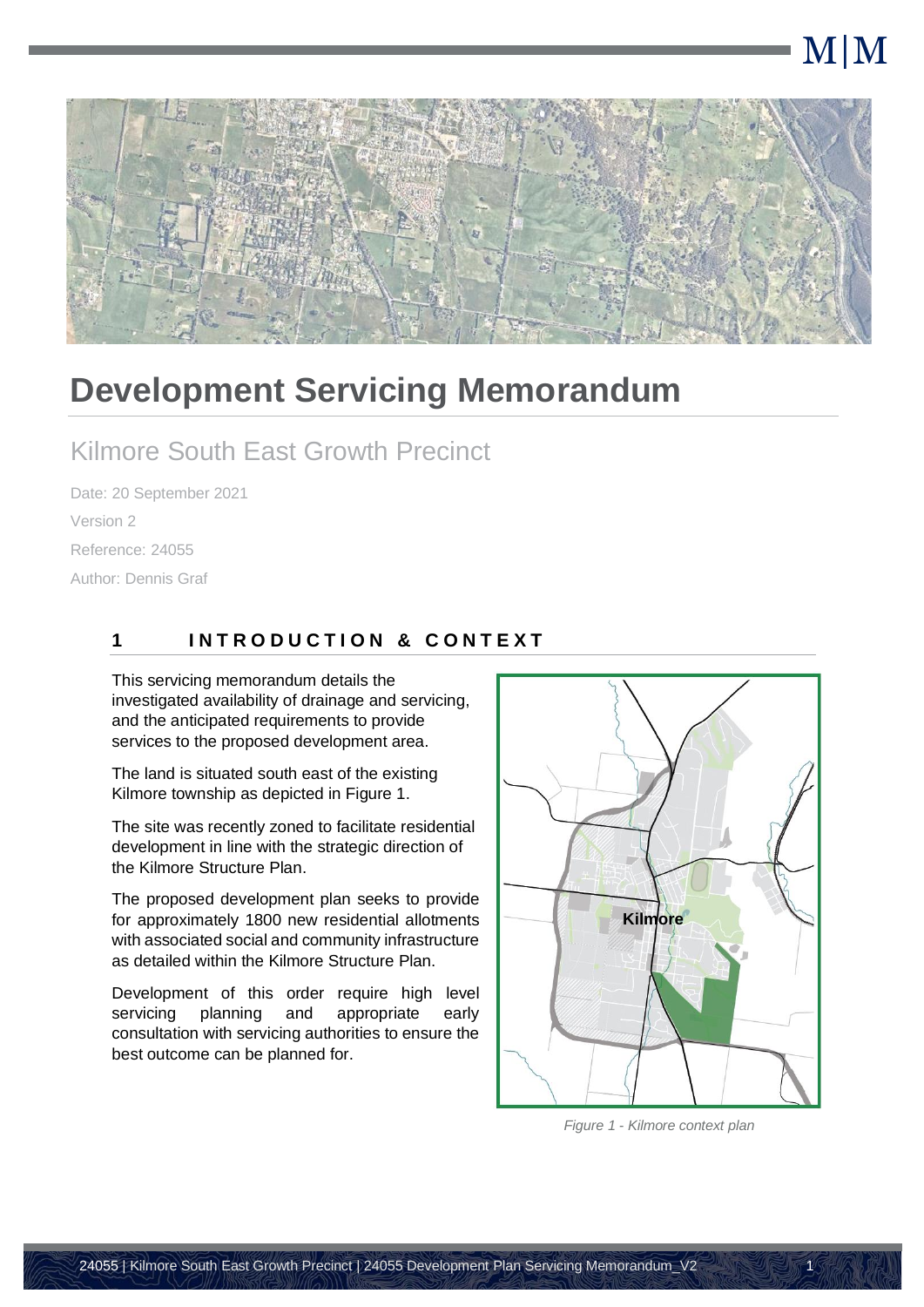# Development Servicing Memorandum

## Kilmore South East Growth Precinct

Date: 20 September 2021

Version 2

Reference: 24055

Author: Dennis Graf

## 1 INTRODUCTION & CONTEXT

This servicing memorandum details the investigated availability of drainage and servicing, and the anticipated requirements to provide services to the proposed development area.

The land is situated south east of the existing Kilmore township as depicted in Figure 1.

The site was recently zoned to facilitate residential development in line with the strategic direction of the Kilmore Structure Plan.

The proposed development plan seeks to provide for approximately 1800 new residential allotments with associated social and community infrastructure as detailed within the Kilmore Structure Plan.

Development of this order require high level servicing planning and appropriate early consultation with servicing authorities to ensure the best outcome can be planned for.

*Figure 1 - Kilmore context plan*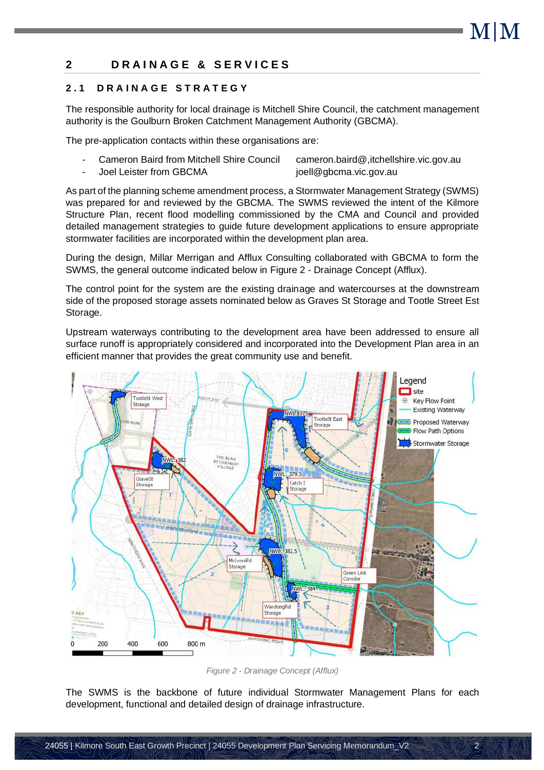## 2 DRAINAGE & SERVICES

### 2.1 DRAINAGE STRATEGY

The responsible authority for local drainage is Mitchell Shire Council, the catchment management authority is the Goulburn Broken Catchment Management Authority (GBCMA).

The pre-application contacts within these organisations are:

- Cameron Baird from Mitchell Shire Council    cameron.baird@,itchellshire.vic.gov.au
- Joel Leister from GBCMA    joell@gbcma.vic.gov.au

As part of the planning scheme amendment process, a Stormwater Management Strategy (SWMS) was prepared for and reviewed by the GBCMA. The SWMS reviewed the intent of the Kilmore Structure Plan, recent flood modelling commissioned by the CMA and Council and provided detailed management strategies to guide future development applications to ensure appropriate stormwater facilities are incorporated within the development plan area.

During the design, Millar Merrigan and Afflux Consulting collaborated with GBCMA to form the SWMS, the general outcome indicated below in Figure 2 - Drainage Concept (Afflux).

The control point for the system are the existing drainage and watercourses at the downstream side of the proposed storage assets nominated below as Graves St Storage and Tootle Street Est Storage.

Upstream waterways contributing to the development area have been addressed to ensure all surface runoff is appropriately considered and incorporated into the Development Plan area in an efficient manner that provides the great community use and benefit.

*Figure 2 - Drainage Concept (Afflux)*

The SWMS is the backbone of future individual Stormwater Management Plans for each development, functional and detailed design of drainage infrastructure.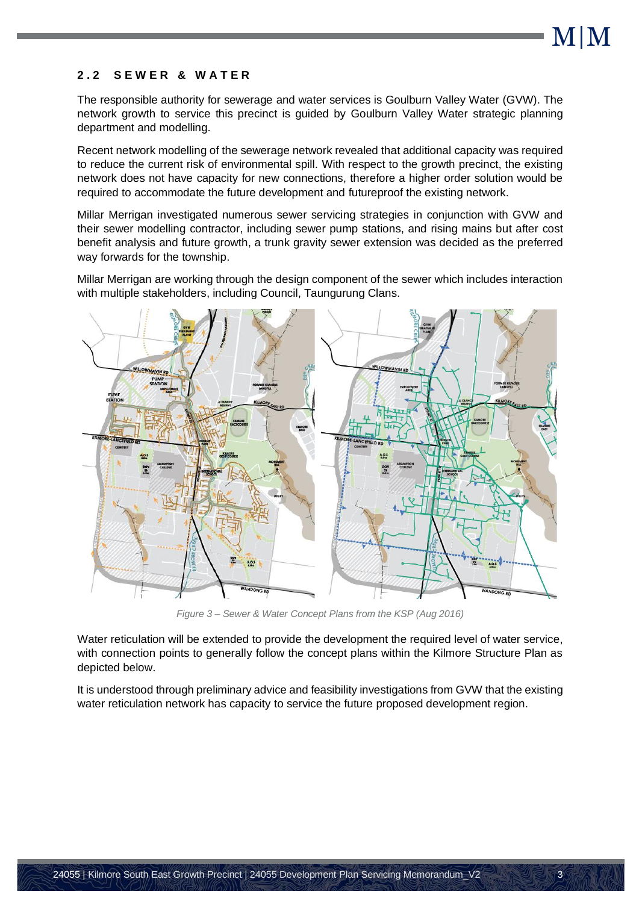## 2.2 SEWER & WATER

The responsible authority for sewerage and water services is Goulburn Valley Water (GVW). The network growth to service this precinct is guided by Goulburn Valley Water strategic planning department and modelling.

Recent network modelling of the sewerage network revealed that additional capacity was required to reduce the current risk of environmental spill. With respect to the growth precinct, the existing network does not have capacity for new connections, therefore a higher order solution would be required to accommodate the future development and futureproof the existing network.

Millar Merrigan investigated numerous sewer servicing strategies in conjunction with GVW and their sewer modelling contractor, including sewer pump stations, and rising mains but after cost benefit analysis and future growth, a trunk gravity sewer extension was decided as the preferred way forwards for the township.

Millar Merrigan are working through the design component of the sewer which includes interaction with multiple stakeholders, including Council, Taungurung Clans.

*Figure 3 – Sewer & Water Concept Plans from the KSP (Aug 2016)*

Water reticulation will be extended to provide the development the required level of water service, with connection points to generally follow the concept plans within the Kilmore Structure Plan as depicted below.

It is understood through preliminary advice and feasibility investigations from GVW that the existing water reticulation network has capacity to service the future proposed development region.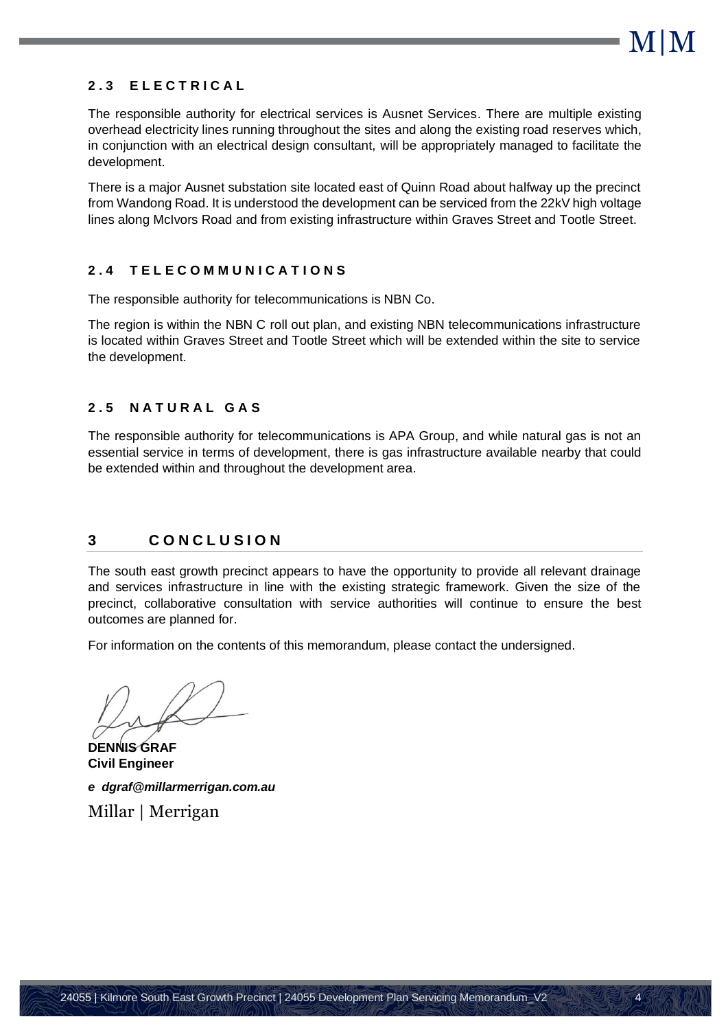### 2.3 ELECTRICAL

The responsible authority for electrical services is Ausnet Services. There are multiple existing overhead electricity lines running throughout the sites and along the existing road reserves which, in conjunction with an electrical design consultant, will be appropriately managed to facilitate the development.

There is a major Ausnet substation site located east of Quinn Road about halfway up the precinct from Wandong Road. It is understood the development can be serviced from the 22kV high voltage lines along McIvors Road and from existing infrastructure within Graves Street and Tootle Street.

### 2.4 TELECOMMUNICATIONS

The responsible authority for telecommunications is NBN Co.

The region is within the NBN C roll out plan, and existing NBN telecommunications infrastructure is located within Graves Street and Tootle Street which will be extended within the site to service the development.

### 2.5 NATURAL GAS

The responsible authority for telecommunications is APA Group, and while natural gas is not an essential service in terms of development, there is gas infrastructure available nearby that could be extended within and throughout the development area.

## 3 CONCLUSION

The south east growth precinct appears to have the opportunity to provide all relevant drainage and services infrastructure in line with the existing strategic framework. Given the size of the precinct, collaborative consultation with service authorities will continue to ensure the best outcomes are planned for.

For information on the contents of this memorandum, please contact the undersigned.

**DENNIS GRAF**
**Civil Engineer**

***e dgraf@millarmerrigan.com.au***

Millar | Merrigan